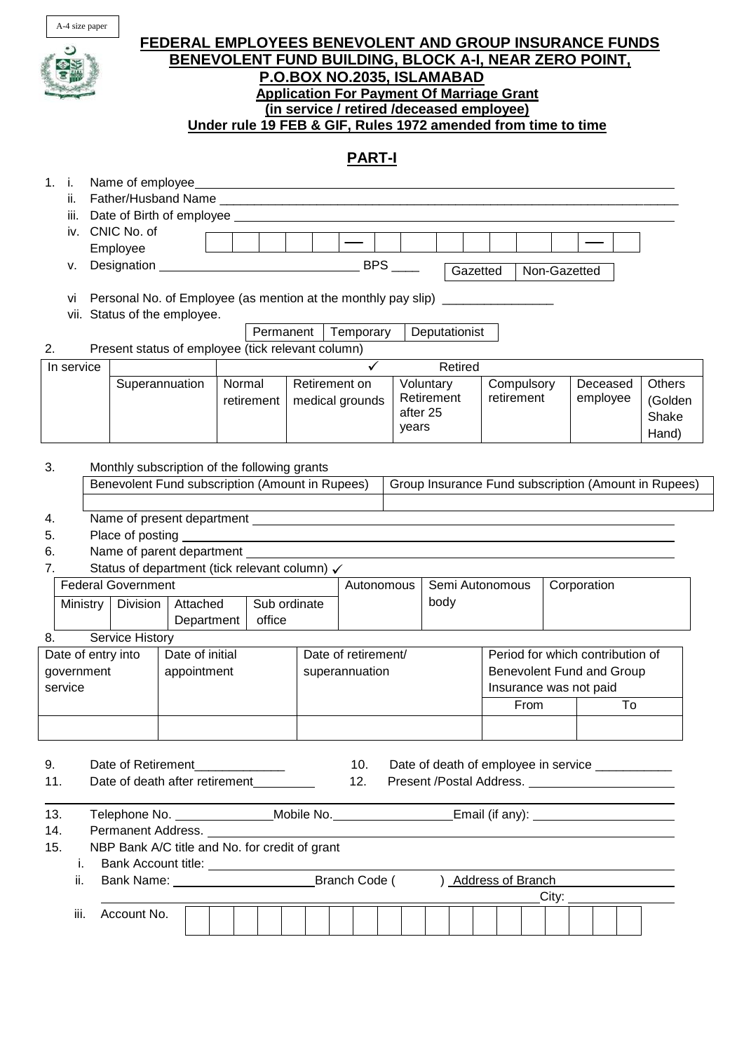A-4 size paper

# FEDERAL EMPLOYEES BENEVOLENT AND GROUP INSURANCE FUNDS
## BENEVOLENT FUND BUILDING, BLOCK A-I, NEAR ZERO POINT, P.O.BOX NO.2035, ISLAMABAD

**Application For Payment Of Marriage Grant**
**(in service / retired /deceased employee)**
**Under rule 19 FEB & GIF, Rules 1972 amended from time to time**

## PART-I

1. i. Name of employee________________________________________________
   ii. Father/Husband Name ______________________________________________
   iii. Date of Birth of employee ____________________________________________
   iv. CNIC No. of Employee | | | | | | — | | | | | | | | — | |
   v. Designation ____________________ BPS ____ | Gazetted | Non-Gazetted |
   vi Personal No. of Employee (as mention at the monthly pay slip) ________________
   vii. Status of the employee.
   | Permanent | Temporary | Deputationist |

2. Present status of employee (tick relevant column)

| In service | | ✓ | | Retired | | | |
|---|---|---|---|---|---|---|---|
| | Superannuation | Normal retirement | Retirement on medical grounds | Voluntary Retirement after 25 years | Compulsory retirement | Deceased employee | Others (Golden Shake Hand) |

3. Monthly subscription of the following grants

| Benevolent Fund subscription (Amount in Rupees) | Group Insurance Fund subscription (Amount in Rupees) |
|---|---|
| | |

4. Name of present department ____________________________________________
5. Place of posting ____________________________________________________
6. Name of parent department ____________________________________________
7. Status of department (tick relevant column) ✓

| Federal Government | | | | Autonomous | Semi Autonomous body | Corporation |
|---|---|---|---|---|---|---|
| Ministry | Division | Attached Department | Sub ordinate office | | | |

8. Service History

| Date of entry into government service | Date of initial appointment | Date of retirement/ superannuation | Period for which contribution of Benevolent Fund and Group Insurance was not paid | |
|---|---|---|---|---|
| | | | From | To |
| | | | | |

9. Date of Retirement_____________
10. Date of death of employee in service ___________
11. Date of death after retirement_________
12. Present /Postal Address. ______________________
13. Telephone No. ______________Mobile No.________________Email (if any): ____________________
14. Permanent Address. ____________________________________________________
15. NBP Bank A/C title and No. for credit of grant
    i. Bank Account title: ____________________________________________________
    ii. Bank Name: ____________________Branch Code (          ) Address of Branch ________________ City: ________________
    iii. Account No. | | | | | | | | | | | | | | | | | | | |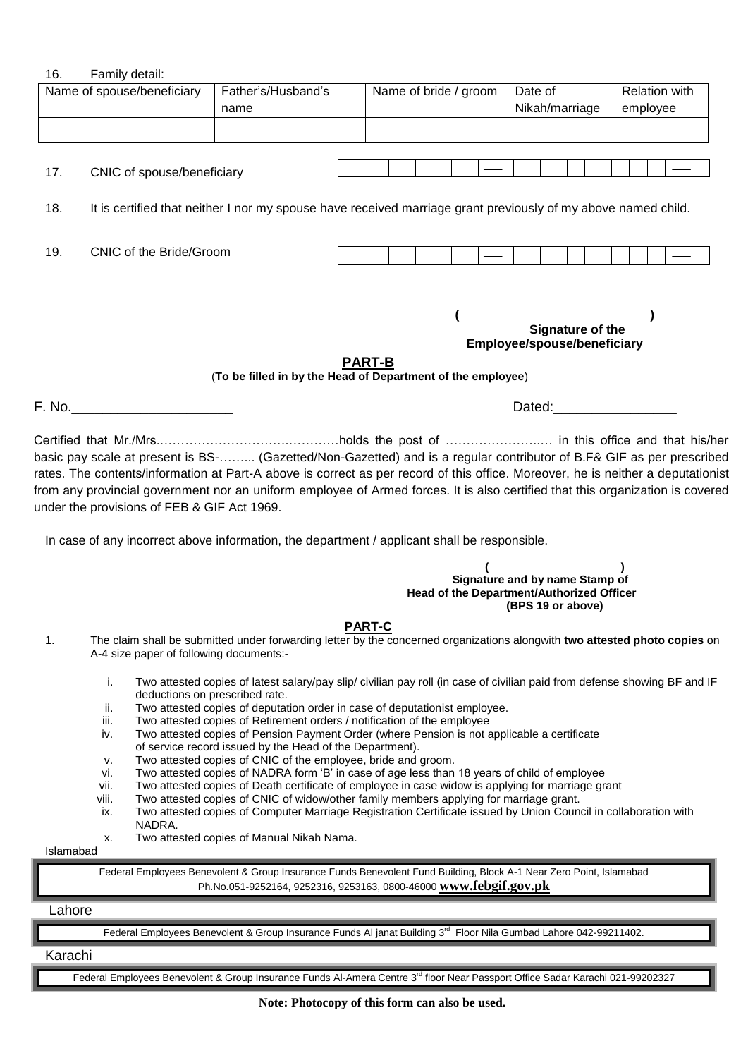16. Family detail:

| Name of spouse/beneficiary | Father's/Husband's name | Name of bride / groom | Date of Nikah/marriage | Relation with employee |
|---|---|---|---|---|
| | | | | |

17. CNIC of spouse/beneficiary

| | | | | | | | | | | | | | |
|---|---|---|---|---|---|---|---|---|---|---|---|---|---|
| | | | | | — | | | | | | | — | |

18. It is certified that neither I nor my spouse have received marriage grant previously of my above named child.

19. CNIC of the Bride/Groom

| | | | | | | | | | | | | | |
|---|---|---|---|---|---|---|---|---|---|---|---|---|---|
| | | | | | — | | | | | | | — | |

( )
**Signature of the Employee/spouse/beneficiary**

## PART-B

(**To be filled in by the Head of Department of the employee**)

F. No.______________________ Dated:________________

Certified that Mr./Mrs.………………………….…………holds the post of ………………….… in this office and that his/her basic pay scale at present is BS-……... (Gazetted/Non-Gazetted) and is a regular contributor of B.F& GIF as per prescribed rates. The contents/information at Part-A above is correct as per record of this office. Moreover, he is neither a deputationist from any provincial government nor an uniform employee of Armed forces. It is also certified that this organization is covered under the provisions of FEB & GIF Act 1969.

In case of any incorrect above information, the department / applicant shall be responsible.

( )
**Signature and by name Stamp of Head of the Department/Authorized Officer (BPS 19 or above)**

## PART-C

1. The claim shall be submitted under forwarding letter by the concerned organizations alongwith **two attested photo copies** on A-4 size paper of following documents:-
   i. Two attested copies of latest salary/pay slip/ civilian pay roll (in case of civilian paid from defense showing BF and IF deductions on prescribed rate.
   ii. Two attested copies of deputation order in case of deputationist employee.
   iii. Two attested copies of Retirement orders / notification of the employee
   iv. Two attested copies of Pension Payment Order (where Pension is not applicable a certificate of service record issued by the Head of the Department).
   v. Two attested copies of CNIC of the employee, bride and groom.
   vi. Two attested copies of NADRA form 'B' in case of age less than 18 years of child of employee
   vii. Two attested copies of Death certificate of employee in case widow is applying for marriage grant
   viii. Two attested copies of CNIC of widow/other family members applying for marriage grant.
   ix. Two attested copies of Computer Marriage Registration Certificate issued by Union Council in collaboration with NADRA.
   x. Two attested copies of Manual Nikah Nama.

Islamabad

Federal Employees Benevolent & Group Insurance Funds Benevolent Fund Building, Block A-1 Near Zero Point, Islamabad Ph.No.051-9252164, 9252316, 9253163, 0800-46000 **www.febgif.gov.pk**

Lahore

Federal Employees Benevolent & Group Insurance Funds Al janat Building 3rd Floor Nila Gumbad Lahore 042-99211402.

Karachi

Federal Employees Benevolent & Group Insurance Funds Al-Amera Centre 3rd floor Near Passport Office Sadar Karachi 021-99202327

**Note: Photocopy of this form can also be used.**